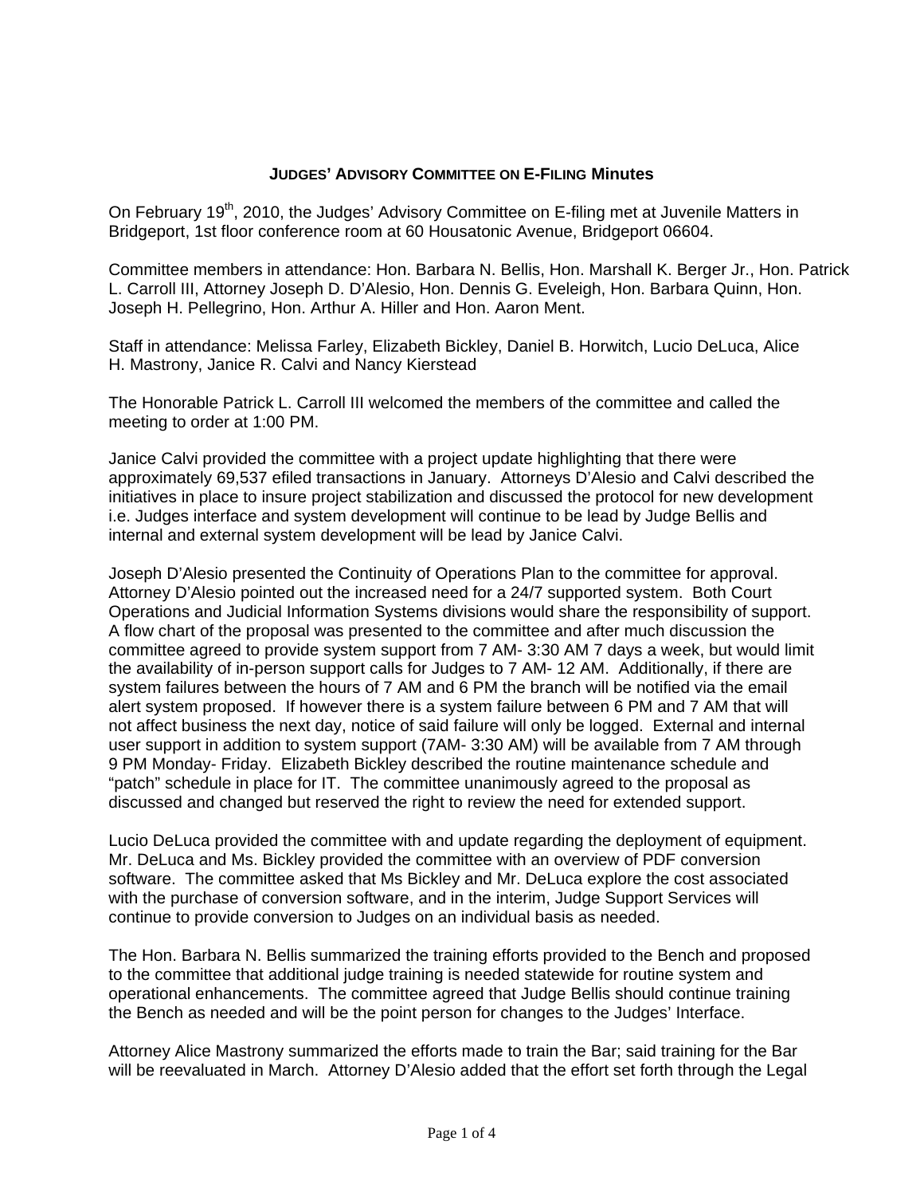# JUDGES' ADVISORY COMMITTEE ON E-FILING Minutes

On February 19th, 2010, the Judges' Advisory Committee on E-filing met at Juvenile Matters in Bridgeport, 1st floor conference room at 60 Housatonic Avenue, Bridgeport 06604.

Committee members in attendance: Hon. Barbara N. Bellis, Hon. Marshall K. Berger Jr., Hon. Patrick L. Carroll III, Attorney Joseph D. D'Alesio, Hon. Dennis G. Eveleigh, Hon. Barbara Quinn, Hon. Joseph H. Pellegrino, Hon. Arthur A. Hiller and Hon. Aaron Ment.

Staff in attendance: Melissa Farley, Elizabeth Bickley, Daniel B. Horwitch, Lucio DeLuca, Alice H. Mastrony, Janice R. Calvi and Nancy Kierstead

The Honorable Patrick L. Carroll III welcomed the members of the committee and called the meeting to order at 1:00 PM.

Janice Calvi provided the committee with a project update highlighting that there were approximately 69,537 efiled transactions in January. Attorneys D'Alesio and Calvi described the initiatives in place to insure project stabilization and discussed the protocol for new development i.e. Judges interface and system development will continue to be lead by Judge Bellis and internal and external system development will be lead by Janice Calvi.

Joseph D'Alesio presented the Continuity of Operations Plan to the committee for approval. Attorney D'Alesio pointed out the increased need for a 24/7 supported system. Both Court Operations and Judicial Information Systems divisions would share the responsibility of support. A flow chart of the proposal was presented to the committee and after much discussion the committee agreed to provide system support from 7 AM- 3:30 AM 7 days a week, but would limit the availability of in-person support calls for Judges to 7 AM- 12 AM. Additionally, if there are system failures between the hours of 7 AM and 6 PM the branch will be notified via the email alert system proposed. If however there is a system failure between 6 PM and 7 AM that will not affect business the next day, notice of said failure will only be logged. External and internal user support in addition to system support (7AM- 3:30 AM) will be available from 7 AM through 9 PM Monday- Friday. Elizabeth Bickley described the routine maintenance schedule and "patch" schedule in place for IT. The committee unanimously agreed to the proposal as discussed and changed but reserved the right to review the need for extended support.

Lucio DeLuca provided the committee with and update regarding the deployment of equipment. Mr. DeLuca and Ms. Bickley provided the committee with an overview of PDF conversion software. The committee asked that Ms Bickley and Mr. DeLuca explore the cost associated with the purchase of conversion software, and in the interim, Judge Support Services will continue to provide conversion to Judges on an individual basis as needed.

The Hon. Barbara N. Bellis summarized the training efforts provided to the Bench and proposed to the committee that additional judge training is needed statewide for routine system and operational enhancements. The committee agreed that Judge Bellis should continue training the Bench as needed and will be the point person for changes to the Judges' Interface.

Attorney Alice Mastrony summarized the efforts made to train the Bar; said training for the Bar will be reevaluated in March. Attorney D'Alesio added that the effort set forth through the Legal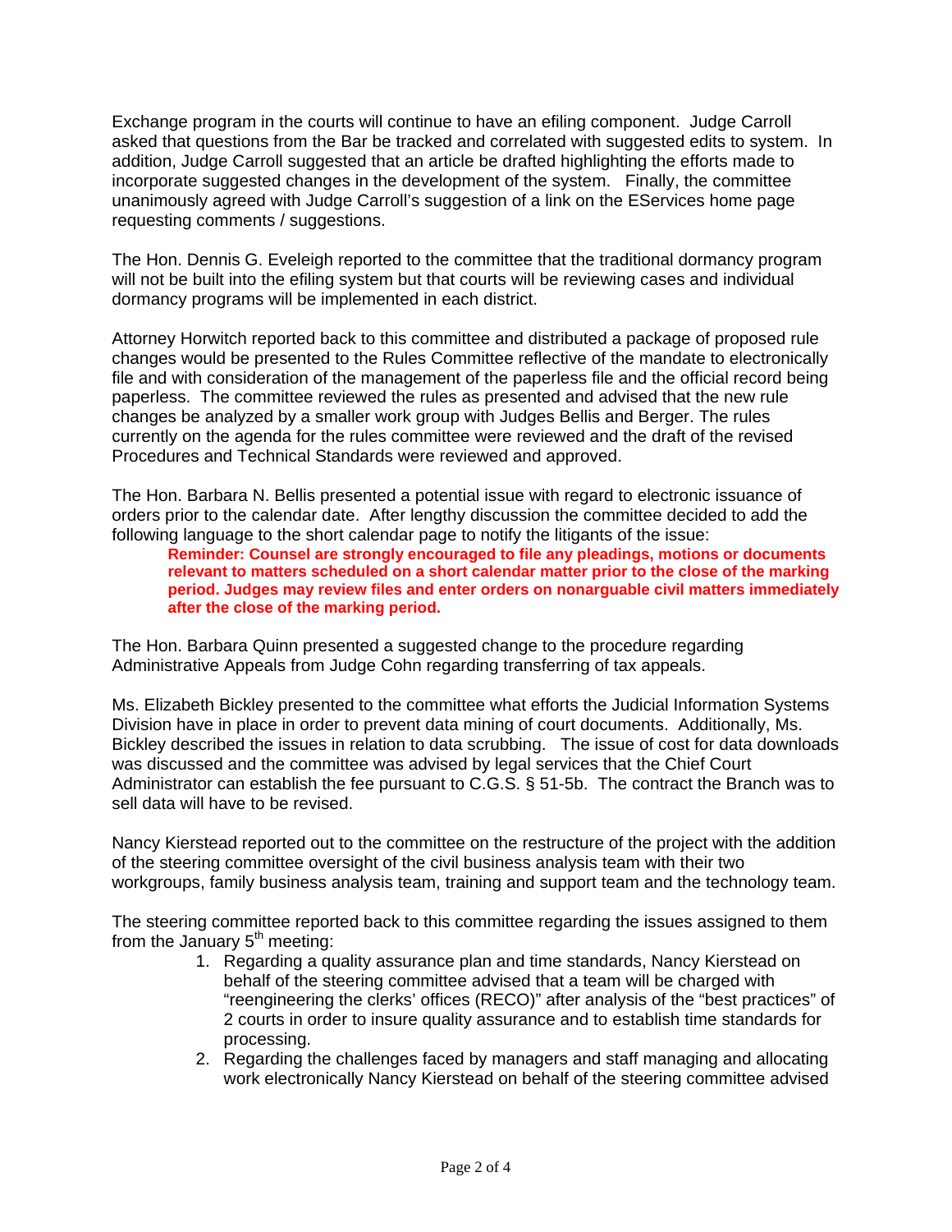Exchange program in the courts will continue to have an efiling component. Judge Carroll asked that questions from the Bar be tracked and correlated with suggested edits to system. In addition, Judge Carroll suggested that an article be drafted highlighting the efforts made to incorporate suggested changes in the development of the system. Finally, the committee unanimously agreed with Judge Carroll's suggestion of a link on the EServices home page requesting comments / suggestions.

The Hon. Dennis G. Eveleigh reported to the committee that the traditional dormancy program will not be built into the efiling system but that courts will be reviewing cases and individual dormancy programs will be implemented in each district.

Attorney Horwitch reported back to this committee and distributed a package of proposed rule changes would be presented to the Rules Committee reflective of the mandate to electronically file and with consideration of the management of the paperless file and the official record being paperless. The committee reviewed the rules as presented and advised that the new rule changes be analyzed by a smaller work group with Judges Bellis and Berger. The rules currently on the agenda for the rules committee were reviewed and the draft of the revised Procedures and Technical Standards were reviewed and approved.

The Hon. Barbara N. Bellis presented a potential issue with regard to electronic issuance of orders prior to the calendar date. After lengthy discussion the committee decided to add the following language to the short calendar page to notify the litigants of the issue:

> **Reminder: Counsel are strongly encouraged to file any pleadings, motions or documents relevant to matters scheduled on a short calendar matter prior to the close of the marking period. Judges may review files and enter orders on nonarguable civil matters immediately after the close of the marking period.**

The Hon. Barbara Quinn presented a suggested change to the procedure regarding Administrative Appeals from Judge Cohn regarding transferring of tax appeals.

Ms. Elizabeth Bickley presented to the committee what efforts the Judicial Information Systems Division have in place in order to prevent data mining of court documents. Additionally, Ms. Bickley described the issues in relation to data scrubbing. The issue of cost for data downloads was discussed and the committee was advised by legal services that the Chief Court Administrator can establish the fee pursuant to C.G.S. § 51-5b. The contract the Branch was to sell data will have to be revised.

Nancy Kierstead reported out to the committee on the restructure of the project with the addition of the steering committee oversight of the civil business analysis team with their two workgroups, family business analysis team, training and support team and the technology team.

The steering committee reported back to this committee regarding the issues assigned to them from the January 5th meeting:

1. Regarding a quality assurance plan and time standards, Nancy Kierstead on behalf of the steering committee advised that a team will be charged with "reengineering the clerks' offices (RECO)" after analysis of the "best practices" of 2 courts in order to insure quality assurance and to establish time standards for processing.
2. Regarding the challenges faced by managers and staff managing and allocating work electronically Nancy Kierstead on behalf of the steering committee advised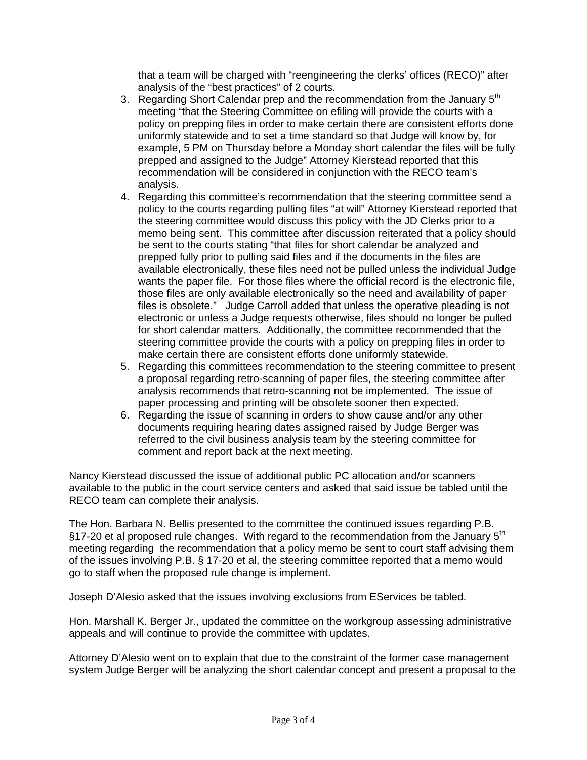that a team will be charged with "reengineering the clerks' offices (RECO)" after analysis of the "best practices" of 2 courts.

3. Regarding Short Calendar prep and the recommendation from the January 5th meeting "that the Steering Committee on efiling will provide the courts with a policy on prepping files in order to make certain there are consistent efforts done uniformly statewide and to set a time standard so that Judge will know by, for example, 5 PM on Thursday before a Monday short calendar the files will be fully prepped and assigned to the Judge" Attorney Kierstead reported that this recommendation will be considered in conjunction with the RECO team's analysis.
4. Regarding this committee's recommendation that the steering committee send a policy to the courts regarding pulling files "at will" Attorney Kierstead reported that the steering committee would discuss this policy with the JD Clerks prior to a memo being sent. This committee after discussion reiterated that a policy should be sent to the courts stating "that files for short calendar be analyzed and prepped fully prior to pulling said files and if the documents in the files are available electronically, these files need not be pulled unless the individual Judge wants the paper file. For those files where the official record is the electronic file, those files are only available electronically so the need and availability of paper files is obsolete." Judge Carroll added that unless the operative pleading is not electronic or unless a Judge requests otherwise, files should no longer be pulled for short calendar matters. Additionally, the committee recommended that the steering committee provide the courts with a policy on prepping files in order to make certain there are consistent efforts done uniformly statewide.
5. Regarding this committees recommendation to the steering committee to present a proposal regarding retro-scanning of paper files, the steering committee after analysis recommends that retro-scanning not be implemented. The issue of paper processing and printing will be obsolete sooner then expected.
6. Regarding the issue of scanning in orders to show cause and/or any other documents requiring hearing dates assigned raised by Judge Berger was referred to the civil business analysis team by the steering committee for comment and report back at the next meeting.

Nancy Kierstead discussed the issue of additional public PC allocation and/or scanners available to the public in the court service centers and asked that said issue be tabled until the RECO team can complete their analysis.

The Hon. Barbara N. Bellis presented to the committee the continued issues regarding P.B. §17-20 et al proposed rule changes. With regard to the recommendation from the January 5th meeting regarding the recommendation that a policy memo be sent to court staff advising them of the issues involving P.B. § 17-20 et al, the steering committee reported that a memo would go to staff when the proposed rule change is implement.

Joseph D'Alesio asked that the issues involving exclusions from EServices be tabled.

Hon. Marshall K. Berger Jr., updated the committee on the workgroup assessing administrative appeals and will continue to provide the committee with updates.

Attorney D'Alesio went on to explain that due to the constraint of the former case management system Judge Berger will be analyzing the short calendar concept and present a proposal to the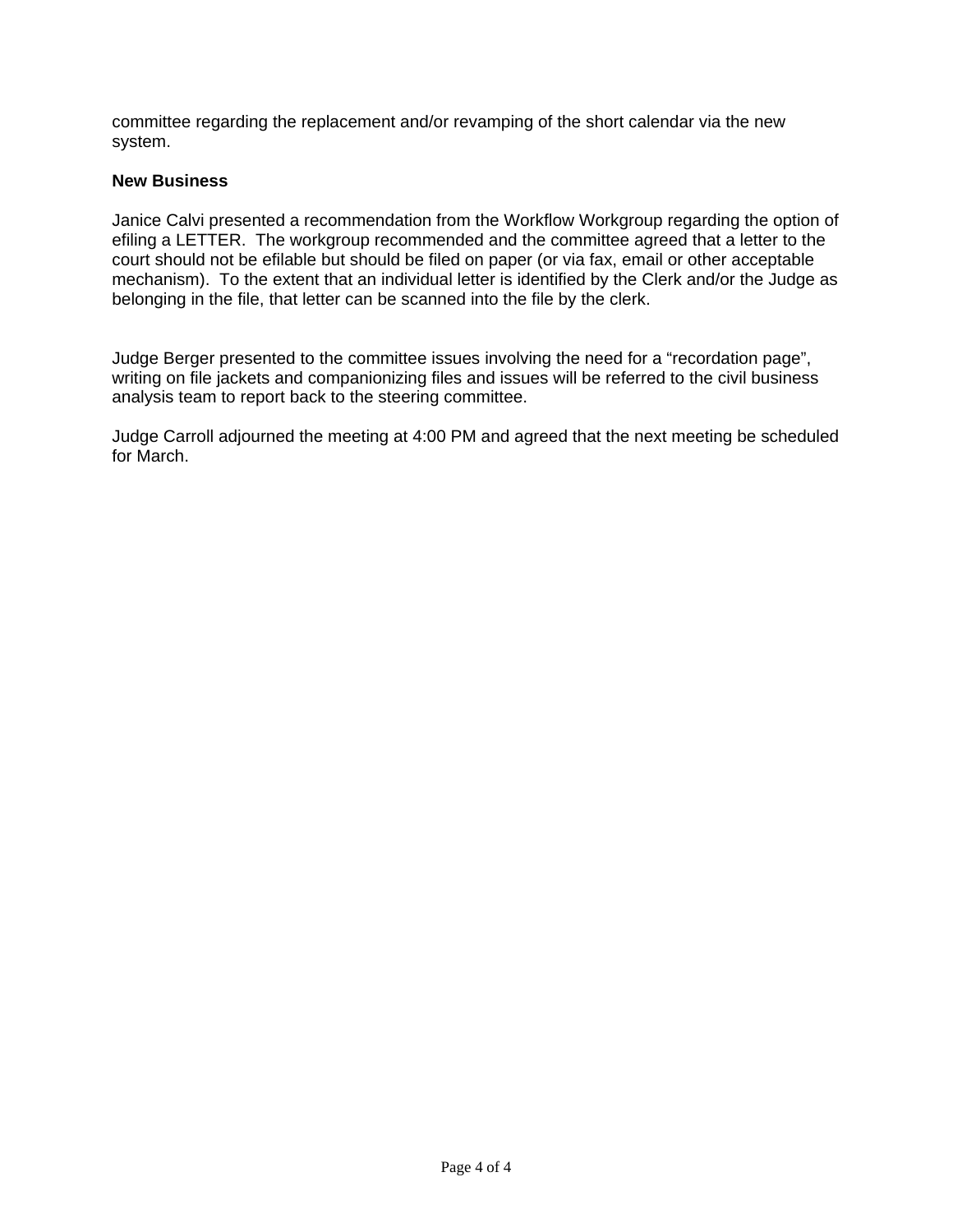committee regarding the replacement and/or revamping of the short calendar via the new system.

**New Business**

Janice Calvi presented a recommendation from the Workflow Workgroup regarding the option of efiling a LETTER. The workgroup recommended and the committee agreed that a letter to the court should not be efilable but should be filed on paper (or via fax, email or other acceptable mechanism). To the extent that an individual letter is identified by the Clerk and/or the Judge as belonging in the file, that letter can be scanned into the file by the clerk.

Judge Berger presented to the committee issues involving the need for a "recordation page", writing on file jackets and companionizing files and issues will be referred to the civil business analysis team to report back to the steering committee.

Judge Carroll adjourned the meeting at 4:00 PM and agreed that the next meeting be scheduled for March.